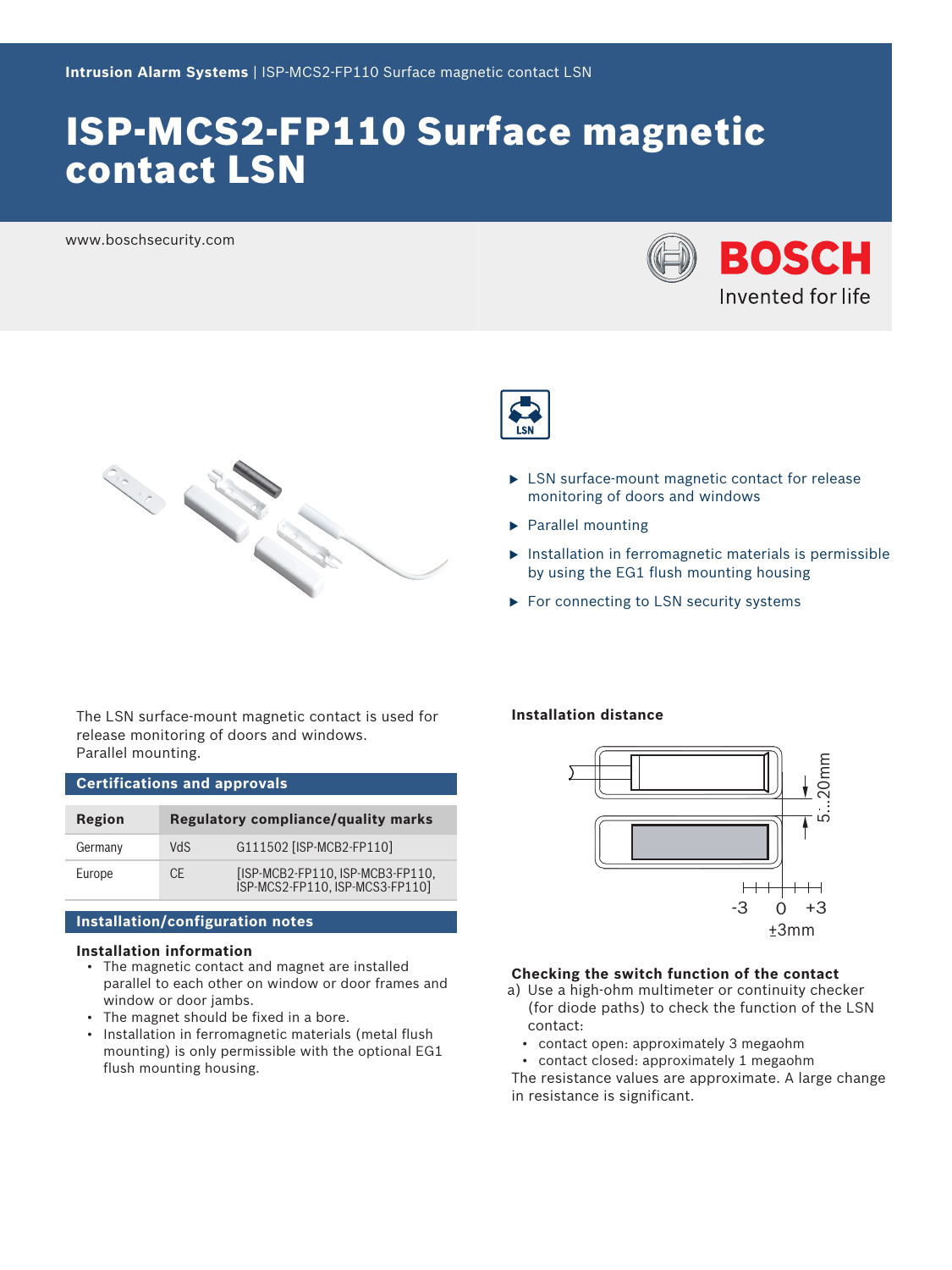Intrusion Alarm Systems | ISP-MCS2-FP110 Surface magnetic contact LSN

# ISP-MCS2-FP110 Surface magnetic contact LSN

www.boschsecurity.com

- LSN surface-mount magnetic contact for release monitoring of doors and windows
- Parallel mounting
- Installation in ferromagnetic materials is permissible by using the EG1 flush mounting housing
- For connecting to LSN security systems

The LSN surface-mount magnetic contact is used for release monitoring of doors and windows.
Parallel mounting.

## Certifications and approvals

| Region | Regulatory compliance/quality marks | |
|---|---|---|
| Germany | VdS | G111502 [ISP-MCB2-FP110] |
| Europe | CE | [ISP-MCB2-FP110, ISP-MCB3-FP110, ISP-MCS2-FP110, ISP-MCS3-FP110] |

## Installation/configuration notes

### Installation information

- The magnetic contact and magnet are installed parallel to each other on window or door frames and window or door jambs.
- The magnet should be fixed in a bore.
- Installation in ferromagnetic materials (metal flush mounting) is only permissible with the optional EG1 flush mounting housing.

### Installation distance

5...20mm

-3 0 +3

±3mm

### Checking the switch function of the contact

a) Use a high-ohm multimeter or continuity checker (for diode paths) to check the function of the LSN contact:
   - contact open: approximately 3 megaohm
   - contact closed: approximately 1 megaohm

The resistance values are approximate. A large change in resistance is significant.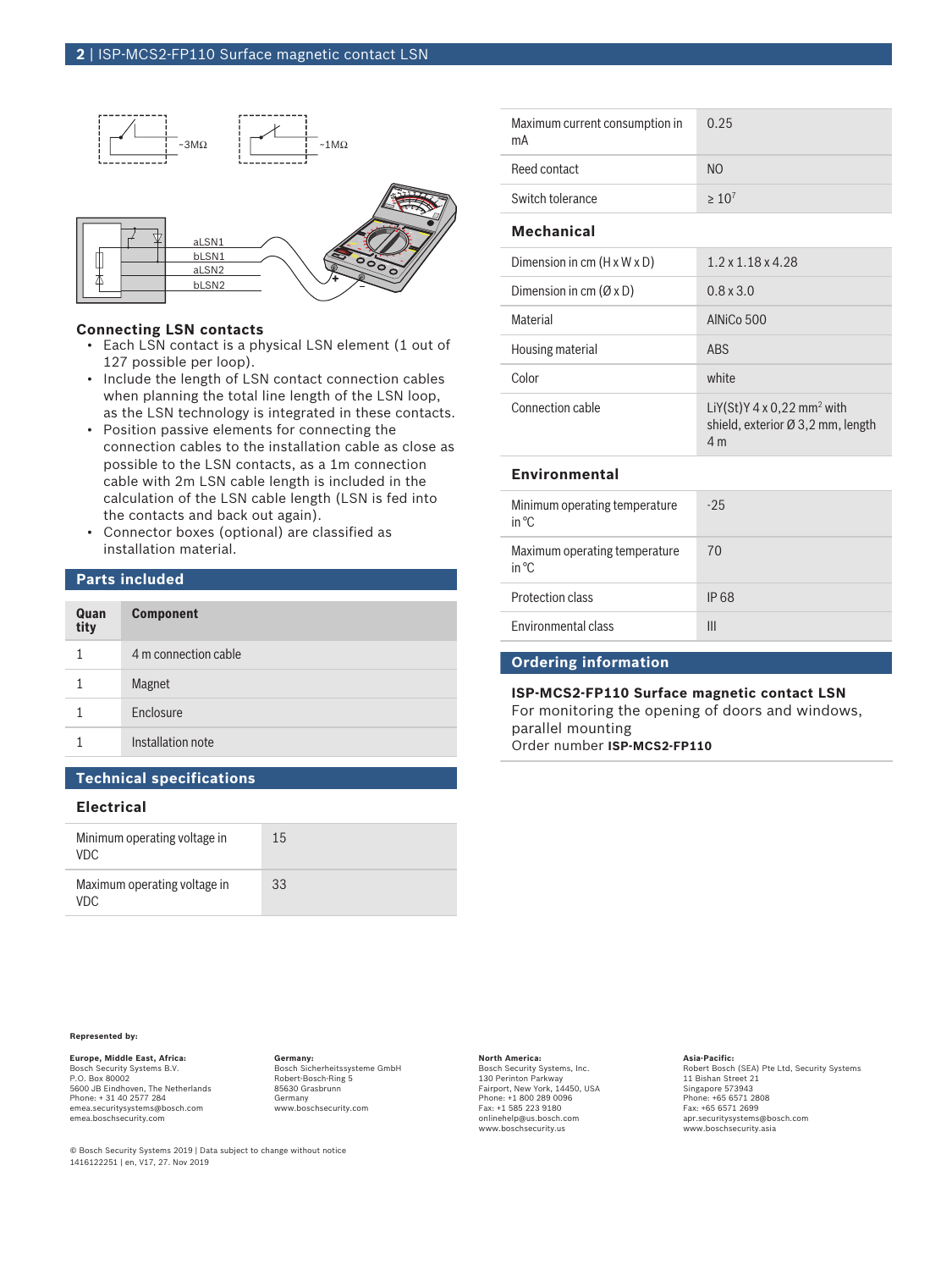~3MΩ

~1MΩ

aLSN1
bLSN1
aLSN2
bLSN2

### Connecting LSN contacts

- Each LSN contact is a physical LSN element (1 out of 127 possible per loop).
- Include the length of LSN contact connection cables when planning the total line length of the LSN loop, as the LSN technology is integrated in these contacts.
- Position passive elements for connecting the connection cables to the installation cable as close as possible to the LSN contacts, as a 1m connection cable with 2m LSN cable length is included in the calculation of the LSN cable length (LSN is fed into the contacts and back out again).
- Connector boxes (optional) are classified as installation material.

## Parts included

| Quantity | Component |
| --- | --- |
| 1 | 4 m connection cable |
| 1 | Magnet |
| 1 | Enclosure |
| 1 | Installation note |

## Technical specifications

### Electrical

| | |
| --- | --- |
| Minimum operating voltage in VDC | 15 |
| Maximum operating voltage in VDC | 33 |
| Maximum current consumption in mA | 0.25 |
| Reed contact | NO |
| Switch tolerance | ≥ $10^7$ |

### Mechanical

| | |
| --- | --- |
| Dimension in cm (H x W x D) | 1.2 x 1.18 x 4.28 |
| Dimension in cm (Ø x D) | 0.8 x 3.0 |
| Material | AlNiCo 500 |
| Housing material | ABS |
| Color | white |
| Connection cable | LiY(St)Y 4 x 0,22 $mm^2$ with shield, exterior Ø 3,2 mm, length 4 m |

### Environmental

| | |
| --- | --- |
| Minimum operating temperature in °C | -25 |
| Maximum operating temperature in °C | 70 |
| Protection class | IP 68 |
| Environmental class | III |

## Ordering information

**ISP-MCS2-FP110 Surface magnetic contact LSN**
For monitoring the opening of doors and windows, parallel mounting
Order number **ISP-MCS2-FP110**

**Represented by:**

**Europe, Middle East, Africa:**
Bosch Security Systems B.V.
P.O. Box 80002
5600 JB Eindhoven, The Netherlands
Phone: + 31 40 2577 284
emea.securitysystems@bosch.com
emea.boschsecurity.com

**Germany:**
Bosch Sicherheitssysteme GmbH
Robert-Bosch-Ring 5
85630 Grasbrunn
Germany
www.boschsecurity.com

**North America:**
Bosch Security Systems, Inc.
130 Perinton Parkway
Fairport, New York, 14450, USA
Phone: +1 800 289 0096
Fax: +1 585 223 9180
onlinehelp@us.bosch.com
www.boschsecurity.us

**Asia-Pacific:**
Robert Bosch (SEA) Pte Ltd, Security Systems
11 Bishan Street 21
Singapore 573943
Phone: +65 6571 2808
Fax: +65 6571 2699
apr.securitysystems@bosch.com
www.boschsecurity.asia

© Bosch Security Systems 2019 | Data subject to change without notice
1416122251 | en, V17, 27. Nov 2019